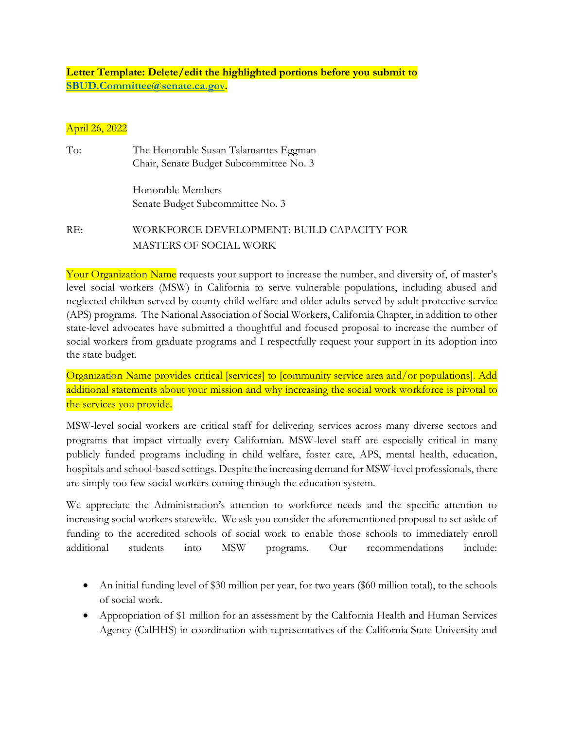**Letter Template: Delete/edit the highlighted portions before you submit to [SBUD.Committee@senate.ca.gov](mailto:SBUD.Committee@senate.ca.gov).**

April 26, 2022

To: The Honorable Susan Talamantes Eggman
Chair, Senate Budget Subcommittee No. 3

Honorable Members
Senate Budget Subcommittee No. 3

RE: WORKFORCE DEVELOPMENT: BUILD CAPACITY FOR MASTERS OF SOCIAL WORK

Your Organization Name requests your support to increase the number, and diversity of, of master's level social workers (MSW) in California to serve vulnerable populations, including abused and neglected children served by county child welfare and older adults served by adult protective service (APS) programs. The National Association of Social Workers, California Chapter, in addition to other state-level advocates have submitted a thoughtful and focused proposal to increase the number of social workers from graduate programs and I respectfully request your support in its adoption into the state budget.

Organization Name provides critical [services] to [community service area and/or populations]. Add additional statements about your mission and why increasing the social work workforce is pivotal to the services you provide.

MSW-level social workers are critical staff for delivering services across many diverse sectors and programs that impact virtually every Californian. MSW-level staff are especially critical in many publicly funded programs including in child welfare, foster care, APS, mental health, education, hospitals and school-based settings. Despite the increasing demand for MSW-level professionals, there are simply too few social workers coming through the education system.

We appreciate the Administration's attention to workforce needs and the specific attention to increasing social workers statewide. We ask you consider the aforementioned proposal to set aside of funding to the accredited schools of social work to enable those schools to immediately enroll additional students into MSW programs. Our recommendations include:

- An initial funding level of $30 million per year, for two years ($60 million total), to the schools of social work.
- Appropriation of $1 million for an assessment by the California Health and Human Services Agency (CalHHS) in coordination with representatives of the California State University and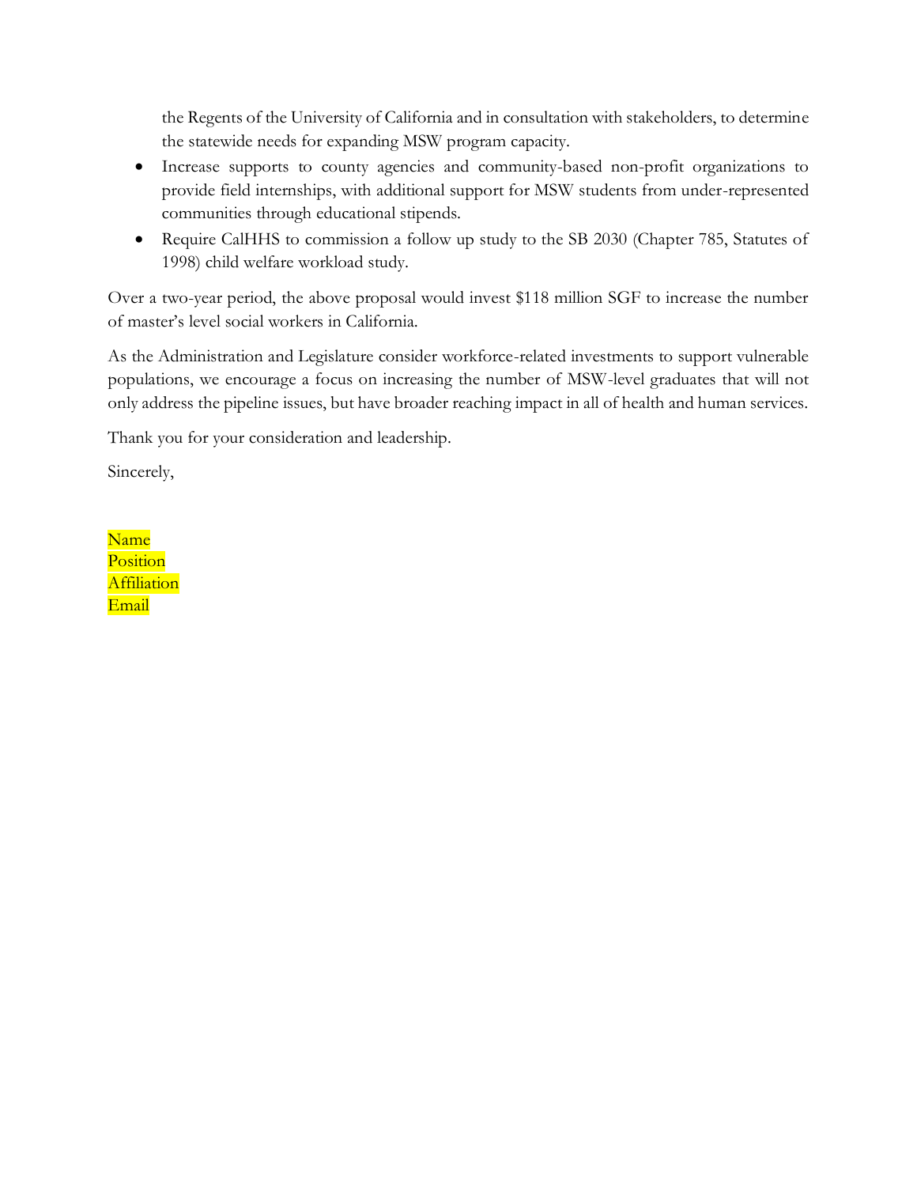the Regents of the University of California and in consultation with stakeholders, to determine the statewide needs for expanding MSW program capacity.

- Increase supports to county agencies and community-based non-profit organizations to provide field internships, with additional support for MSW students from under-represented communities through educational stipends.
- Require CalHHS to commission a follow up study to the SB 2030 (Chapter 785, Statutes of 1998) child welfare workload study.

Over a two-year period, the above proposal would invest $118 million SGF to increase the number of master's level social workers in California.

As the Administration and Legislature consider workforce-related investments to support vulnerable populations, we encourage a focus on increasing the number of MSW-level graduates that will not only address the pipeline issues, but have broader reaching impact in all of health and human services.

Thank you for your consideration and leadership.

Sincerely,

Name
Position
Affiliation
Email